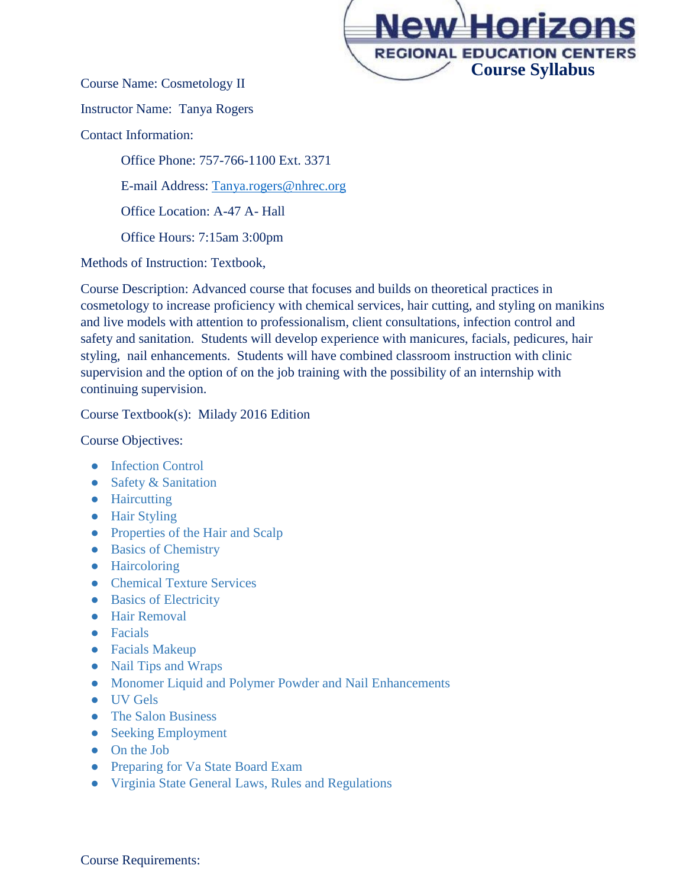# Course Syllabus

Course Name: Cosmetology II

Instructor Name: Tanya Rogers

Contact Information:

Office Phone: 757-766-1100 Ext. 3371

E-mail Address: Tanya.rogers@nhrec.org

Office Location: A-47 A- Hall

Office Hours: 7:15am 3:00pm

Methods of Instruction: Textbook,

Course Description: Advanced course that focuses and builds on theoretical practices in cosmetology to increase proficiency with chemical services, hair cutting, and styling on manikins and live models with attention to professionalism, client consultations, infection control and safety and sanitation. Students will develop experience with manicures, facials, pedicures, hair styling, nail enhancements. Students will have combined classroom instruction with clinic supervision and the option of on the job training with the possibility of an internship with continuing supervision.

Course Textbook(s): Milady 2016 Edition

Course Objectives:

- Infection Control
- Safety & Sanitation
- Haircutting
- Hair Styling
- Properties of the Hair and Scalp
- Basics of Chemistry
- Haircoloring
- Chemical Texture Services
- Basics of Electricity
- Hair Removal
- Facials
- Facials Makeup
- Nail Tips and Wraps
- Monomer Liquid and Polymer Powder and Nail Enhancements
- UV Gels
- The Salon Business
- Seeking Employment
- On the Job
- Preparing for Va State Board Exam
- Virginia State General Laws, Rules and Regulations

Course Requirements: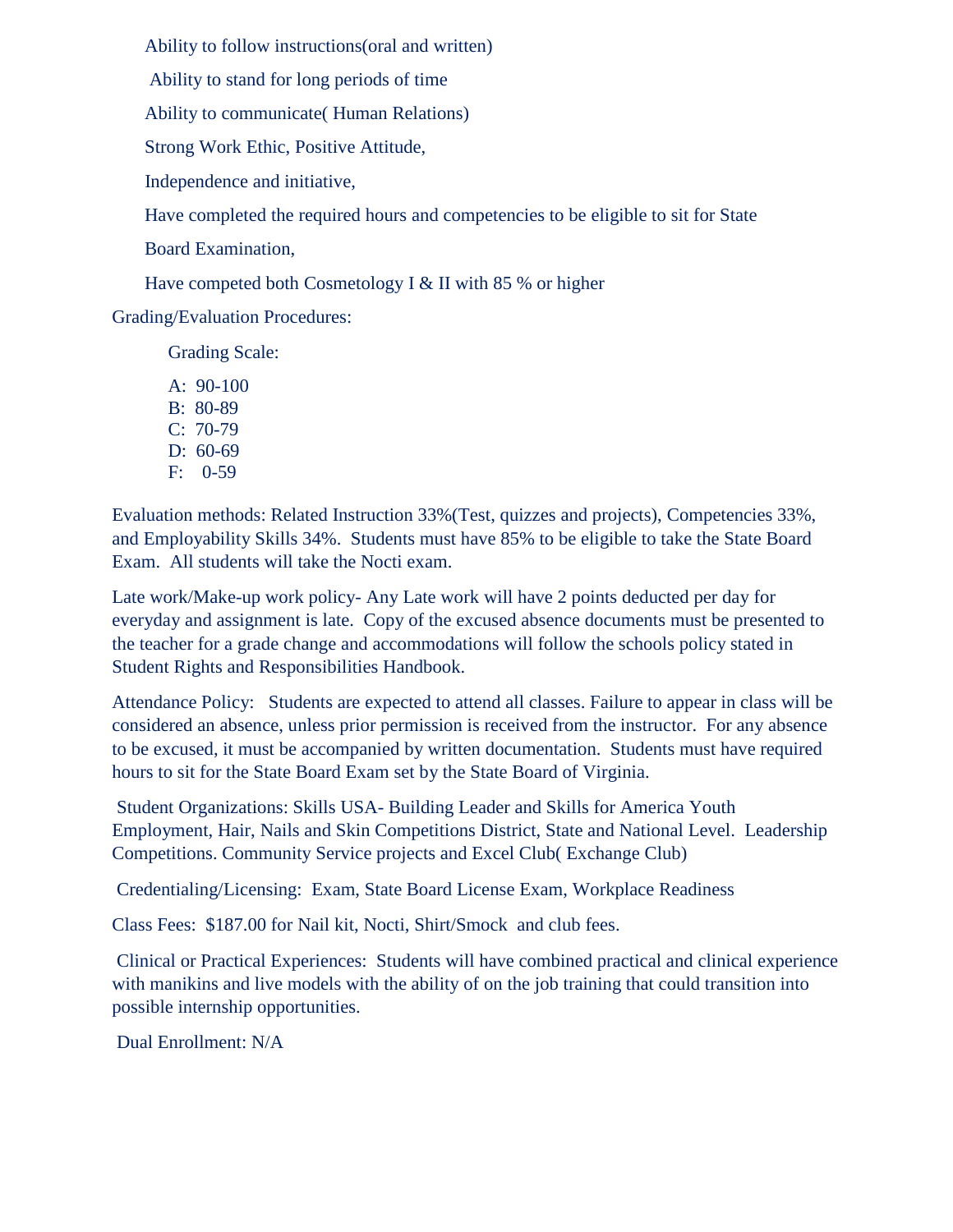Ability to follow instructions(oral and written)

Ability to stand for long periods of time

Ability to communicate( Human Relations)

Strong Work Ethic, Positive Attitude,

Independence and initiative,

Have completed the required hours and competencies to be eligible to sit for State

Board Examination,

Have competed both Cosmetology I & II with 85 % or higher

Grading/Evaluation Procedures:

Grading Scale:

A: 90-100
B: 80-89
C: 70-79
D: 60-69
F: 0-59

Evaluation methods: Related Instruction 33%(Test, quizzes and projects), Competencies 33%, and Employability Skills 34%. Students must have 85% to be eligible to take the State Board Exam. All students will take the Nocti exam.

Late work/Make-up work policy- Any Late work will have 2 points deducted per day for everyday and assignment is late. Copy of the excused absence documents must be presented to the teacher for a grade change and accommodations will follow the schools policy stated in Student Rights and Responsibilities Handbook.

Attendance Policy: Students are expected to attend all classes. Failure to appear in class will be considered an absence, unless prior permission is received from the instructor. For any absence to be excused, it must be accompanied by written documentation. Students must have required hours to sit for the State Board Exam set by the State Board of Virginia.

Student Organizations: Skills USA- Building Leader and Skills for America Youth Employment, Hair, Nails and Skin Competitions District, State and National Level. Leadership Competitions. Community Service projects and Excel Club( Exchange Club)

Credentialing/Licensing: Exam, State Board License Exam, Workplace Readiness

Class Fees: $187.00 for Nail kit, Nocti, Shirt/Smock and club fees.

Clinical or Practical Experiences: Students will have combined practical and clinical experience with manikins and live models with the ability of on the job training that could transition into possible internship opportunities.

Dual Enrollment: N/A